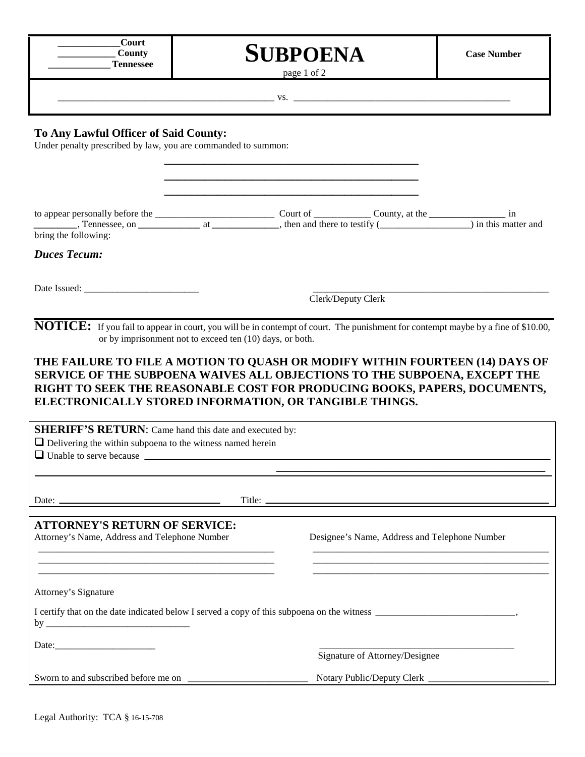| ____________Court<br>___________ County<br>____________ Tennessee | **SUBPOENA**<br>page 1 of 2 | **Case Number** |
|---|---|---|
| _______________________________ vs. _______________________________ | | |

**To Any Lawful Officer of Said County:**
Under penalty prescribed by law, you are commanded to summon:

_______________________________________________

_______________________________________________

_______________________________________________

to appear personally before the _________________________ Court of ____________ County, at the ________________ in _________, Tennessee, on _____________ at ______________, then and there to testify (___________________) in this matter and bring the following:

***Duces Tecum:***

Date Issued: ________________________

_______________________________________________
Clerk/Deputy Clerk

**NOTICE:** If you fail to appear in court, you will be in contempt of court. The punishment for contempt maybe by a fine of $10.00, or by imprisonment not to exceed ten (10) days, or both.

**THE FAILURE TO FILE A MOTION TO QUASH OR MODIFY WITHIN FOURTEEN (14) DAYS OF SERVICE OF THE SUBPOENA WAIVES ALL OBJECTIONS TO THE SUBPOENA, EXCEPT THE RIGHT TO SEEK THE REASONABLE COST FOR PRODUCING BOOKS, PAPERS, DOCUMENTS, ELECTRONICALLY STORED INFORMATION, OR TANGIBLE THINGS.**

**SHERIFF'S RETURN**: Came hand this date and executed by:

- ☐ Delivering the within subpoena to the witness named herein
- ☐ Unable to serve because _______________________________________________

_______________________________________________

Date: ______________________ Title: ______________________

**ATTORNEY'S RETURN OF SERVICE:**

| Attorney's Name, Address and Telephone Number | Designee's Name, Address and Telephone Number |
|---|---|
| _______________________________ | _______________________________ |
| _______________________________ | _______________________________ |
| _______________________________ | _______________________________ |

Attorney's Signature

I certify that on the date indicated below I served a copy of this subpoena on the witness _____________________________, by ______________________________

Date:_____________________

_______________________________________________
Signature of Attorney/Designee

Sworn to and subscribed before me on ________________________ Notary Public/Deputy Clerk ________________________

Legal Authority: TCA § 16-15-708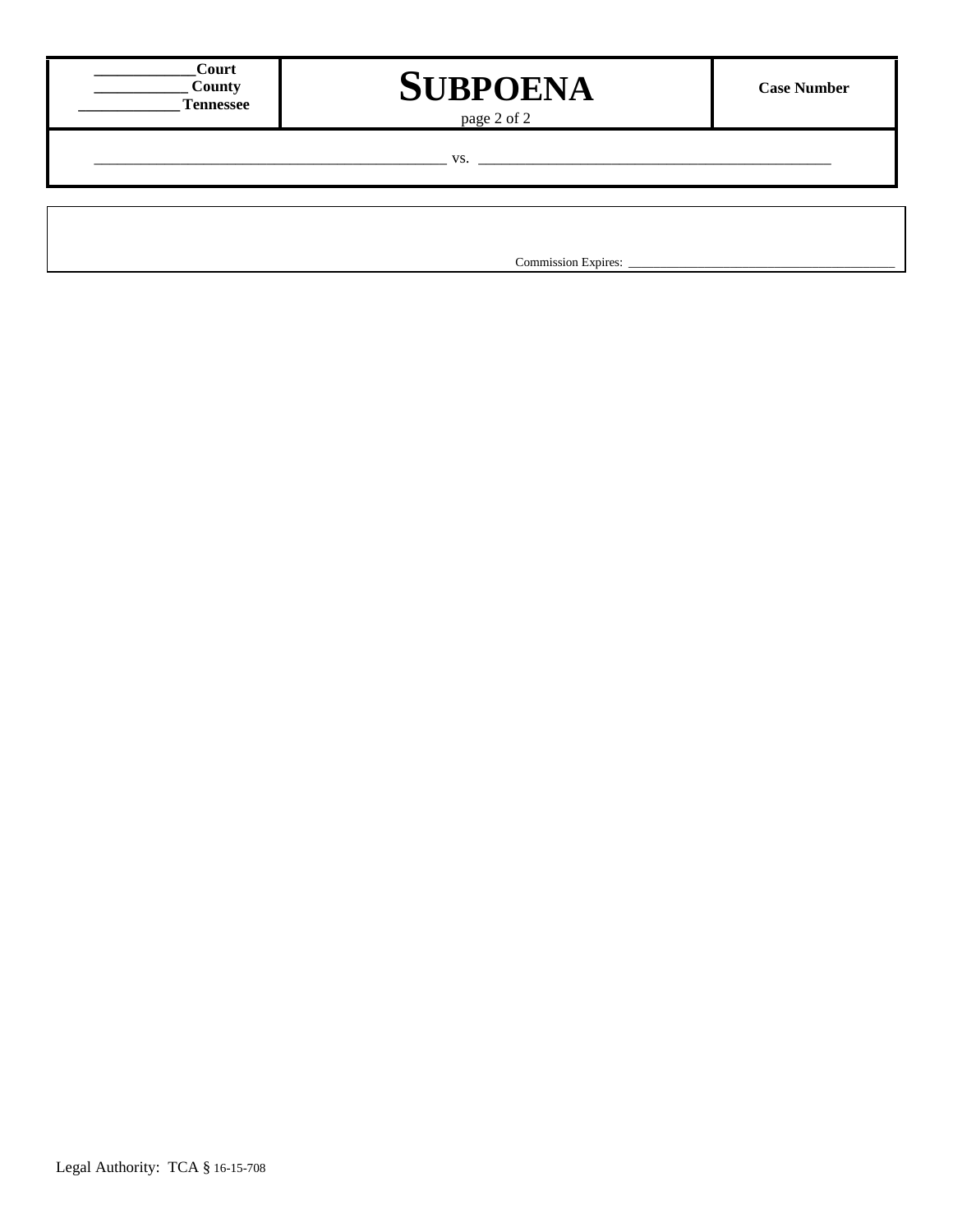| ____________Court<br>___________ County<br>____________Tennessee | **SUBPOENA**<br>page 2 of 2 | **Case Number** |
|---|---|---|

_____________________________________________ vs. _____________________________________________

Commission Expires: ________________________________________

Legal Authority: TCA § 16-15-708